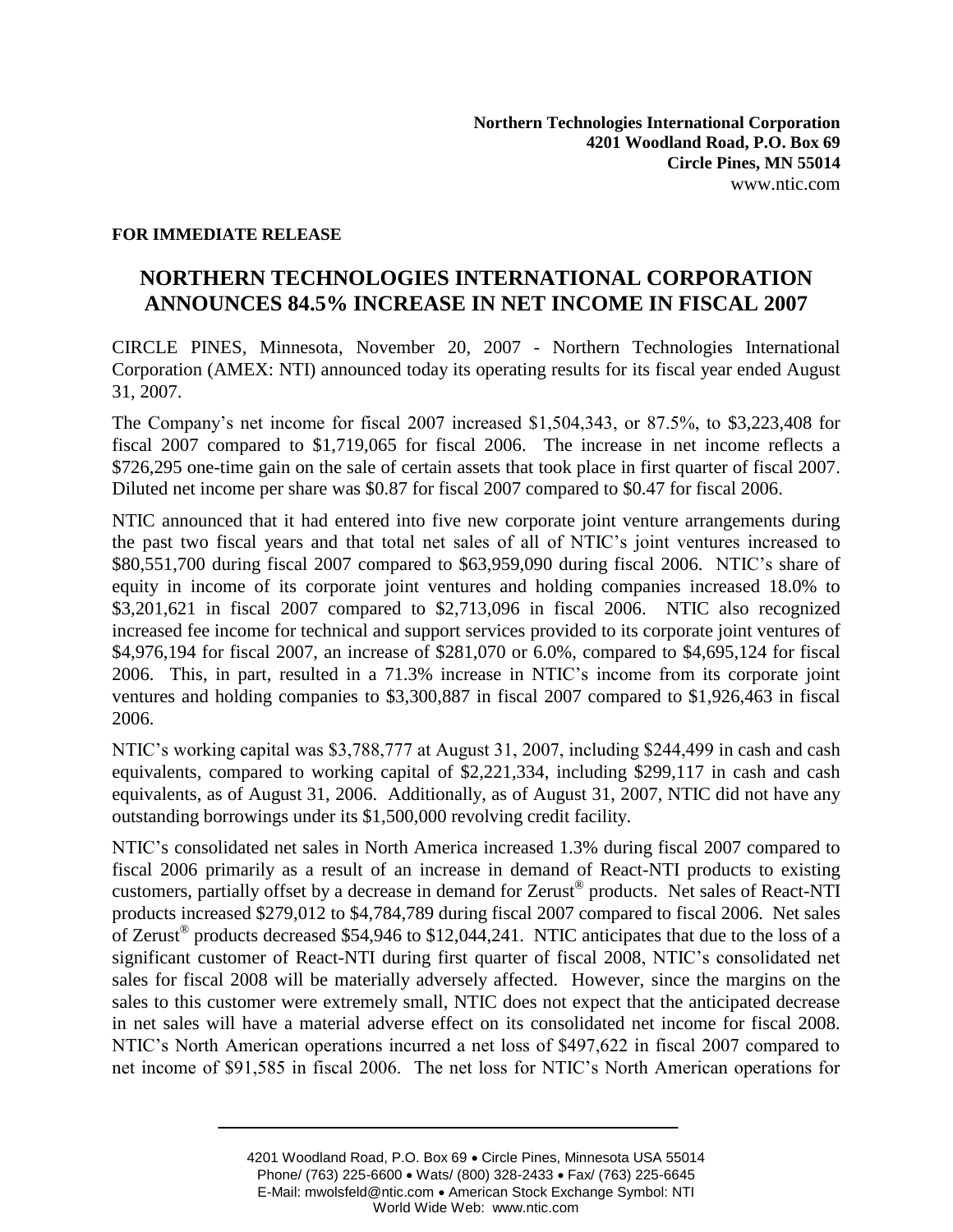**Northern Technologies International Corporation**
**4201 Woodland Road, P.O. Box 69**
**Circle Pines, MN 55014**
www.ntic.com

**FOR IMMEDIATE RELEASE**

# NORTHERN TECHNOLOGIES INTERNATIONAL CORPORATION ANNOUNCES 84.5% INCREASE IN NET INCOME IN FISCAL 2007

CIRCLE PINES, Minnesota, November 20, 2007 - Northern Technologies International Corporation (AMEX: NTI) announced today its operating results for its fiscal year ended August 31, 2007.

The Company's net income for fiscal 2007 increased $1,504,343, or 87.5%, to $3,223,408 for fiscal 2007 compared to $1,719,065 for fiscal 2006. The increase in net income reflects a $726,295 one-time gain on the sale of certain assets that took place in first quarter of fiscal 2007. Diluted net income per share was $0.87 for fiscal 2007 compared to $0.47 for fiscal 2006.

NTIC announced that it had entered into five new corporate joint venture arrangements during the past two fiscal years and that total net sales of all of NTIC's joint ventures increased to $80,551,700 during fiscal 2007 compared to $63,959,090 during fiscal 2006. NTIC's share of equity in income of its corporate joint ventures and holding companies increased 18.0% to $3,201,621 in fiscal 2007 compared to $2,713,096 in fiscal 2006. NTIC also recognized increased fee income for technical and support services provided to its corporate joint ventures of $4,976,194 for fiscal 2007, an increase of $281,070 or 6.0%, compared to $4,695,124 for fiscal 2006. This, in part, resulted in a 71.3% increase in NTIC's income from its corporate joint ventures and holding companies to $3,300,887 in fiscal 2007 compared to $1,926,463 in fiscal 2006.

NTIC's working capital was $3,788,777 at August 31, 2007, including $244,499 in cash and cash equivalents, compared to working capital of $2,221,334, including $299,117 in cash and cash equivalents, as of August 31, 2006. Additionally, as of August 31, 2007, NTIC did not have any outstanding borrowings under its $1,500,000 revolving credit facility.

NTIC's consolidated net sales in North America increased 1.3% during fiscal 2007 compared to fiscal 2006 primarily as a result of an increase in demand of React-NTI products to existing customers, partially offset by a decrease in demand for Zerust® products. Net sales of React-NTI products increased $279,012 to $4,784,789 during fiscal 2007 compared to fiscal 2006. Net sales of Zerust® products decreased $54,946 to $12,044,241. NTIC anticipates that due to the loss of a significant customer of React-NTI during first quarter of fiscal 2008, NTIC's consolidated net sales for fiscal 2008 will be materially adversely affected. However, since the margins on the sales to this customer were extremely small, NTIC does not expect that the anticipated decrease in net sales will have a material adverse effect on its consolidated net income for fiscal 2008. NTIC's North American operations incurred a net loss of $497,622 in fiscal 2007 compared to net income of $91,585 in fiscal 2006. The net loss for NTIC's North American operations for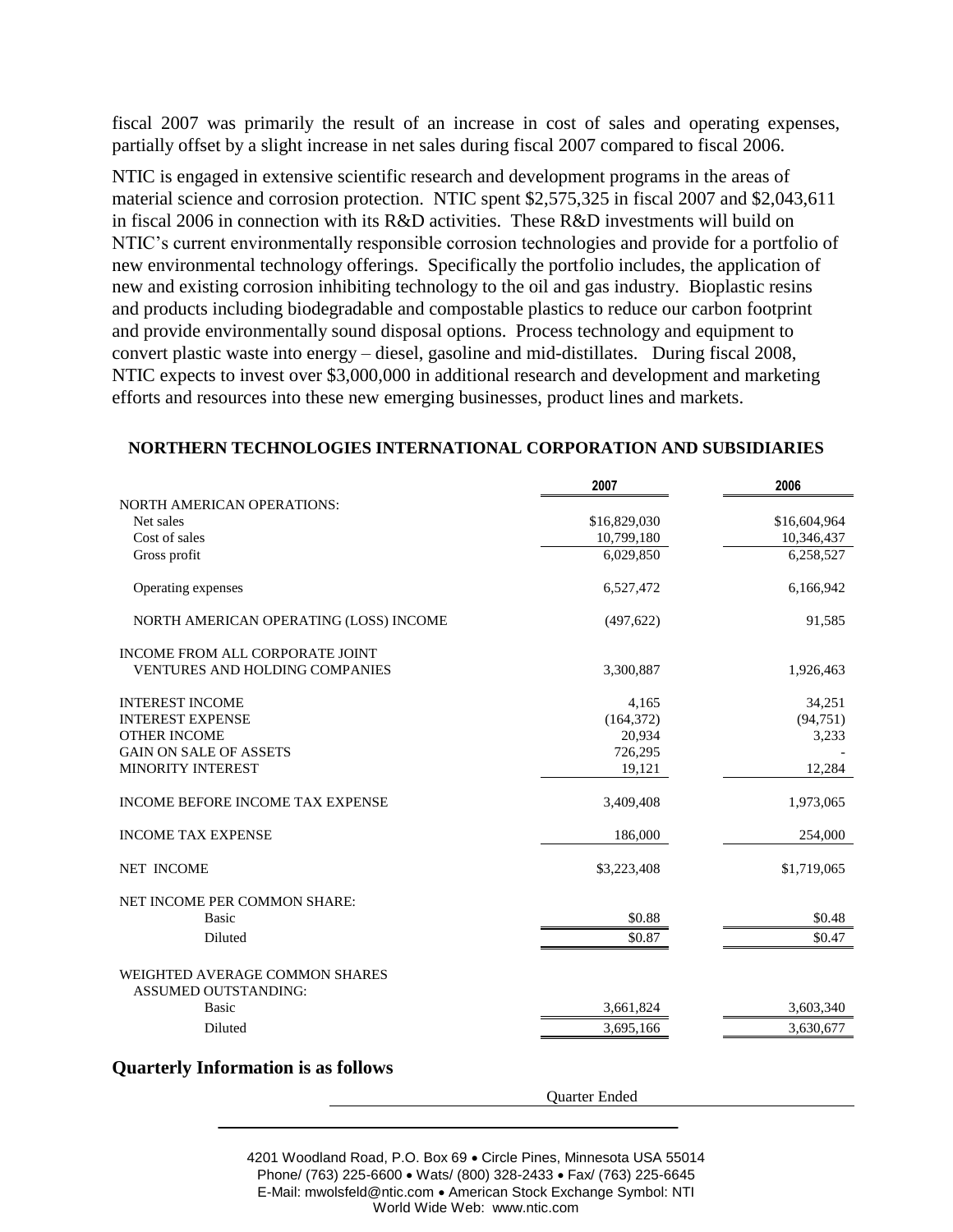fiscal 2007 was primarily the result of an increase in cost of sales and operating expenses, partially offset by a slight increase in net sales during fiscal 2007 compared to fiscal 2006.

NTIC is engaged in extensive scientific research and development programs in the areas of material science and corrosion protection. NTIC spent $2,575,325 in fiscal 2007 and $2,043,611 in fiscal 2006 in connection with its R&D activities. These R&D investments will build on NTIC's current environmentally responsible corrosion technologies and provide for a portfolio of new environmental technology offerings. Specifically the portfolio includes, the application of new and existing corrosion inhibiting technology to the oil and gas industry. Bioplastic resins and products including biodegradable and compostable plastics to reduce our carbon footprint and provide environmentally sound disposal options. Process technology and equipment to convert plastic waste into energy – diesel, gasoline and mid-distillates. During fiscal 2008, NTIC expects to invest over $3,000,000 in additional research and development and marketing efforts and resources into these new emerging businesses, product lines and markets.

**NORTHERN TECHNOLOGIES INTERNATIONAL CORPORATION AND SUBSIDIARIES**

| | 2007 | 2006 |
|---|---|---|
| NORTH AMERICAN OPERATIONS: | | |
| Net sales | $16,829,030 | $16,604,964 |
| Cost of sales | 10,799,180 | 10,346,437 |
| Gross profit | 6,029,850 | 6,258,527 |
| Operating expenses | 6,527,472 | 6,166,942 |
| NORTH AMERICAN OPERATING (LOSS) INCOME | (497,622) | 91,585 |
| INCOME FROM ALL CORPORATE JOINT VENTURES AND HOLDING COMPANIES | 3,300,887 | 1,926,463 |
| INTEREST INCOME | 4,165 | 34,251 |
| INTEREST EXPENSE | (164,372) | (94,751) |
| OTHER INCOME | 20,934 | 3,233 |
| GAIN ON SALE OF ASSETS | 726,295 | - |
| MINORITY INTEREST | 19,121 | 12,284 |
| INCOME BEFORE INCOME TAX EXPENSE | 3,409,408 | 1,973,065 |
| INCOME TAX EXPENSE | 186,000 | 254,000 |
| NET INCOME | $3,223,408 | $1,719,065 |
| NET INCOME PER COMMON SHARE: | | |
| Basic | $0.88 | $0.48 |
| Diluted | $0.87 | $0.47 |
| WEIGHTED AVERAGE COMMON SHARES ASSUMED OUTSTANDING: | | |
| Basic | 3,661,824 | 3,603,340 |
| Diluted | 3,695,166 | 3,630,677 |

**Quarterly Information is as follows**

Quarter Ended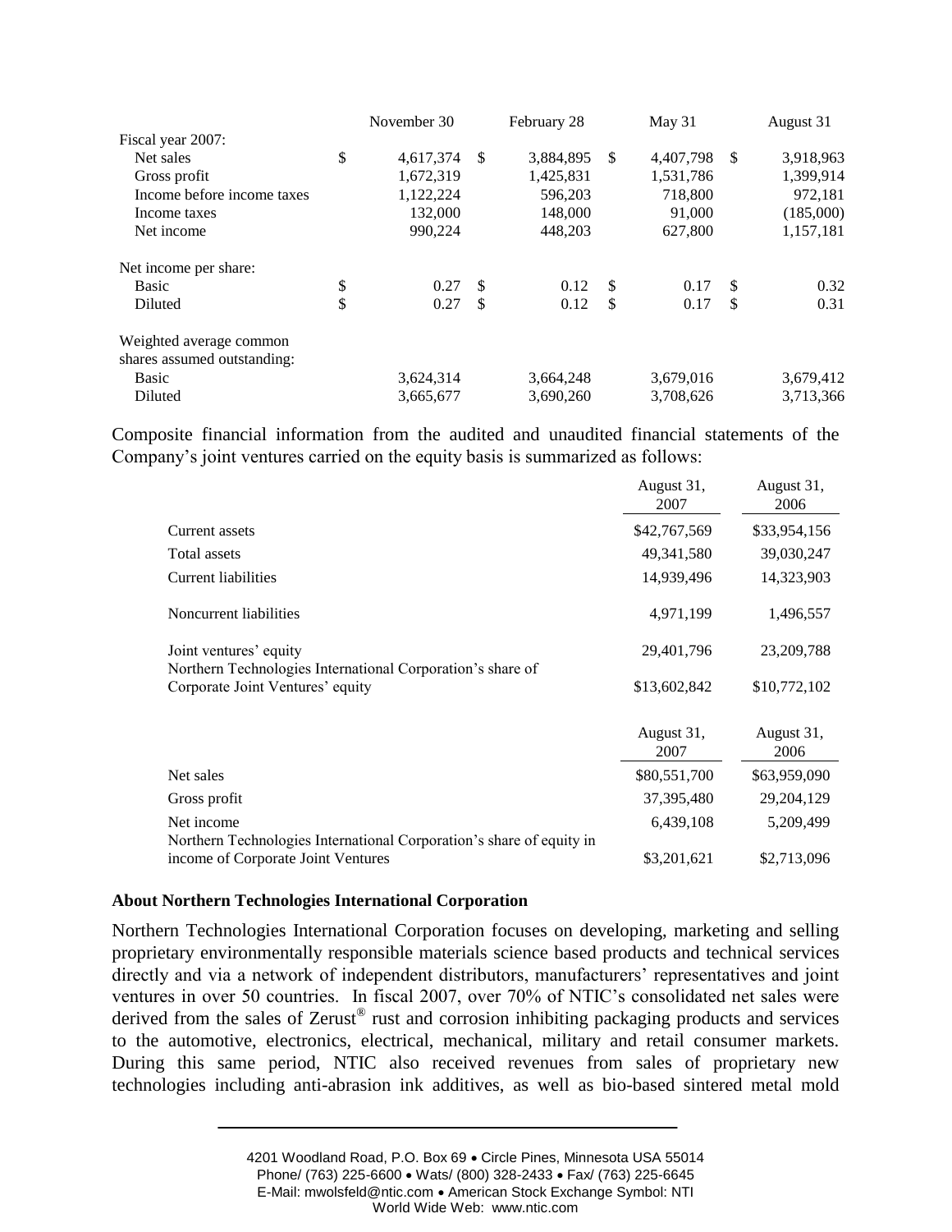| | November 30 | February 28 | May 31 | August 31 |
|---|---|---|---|---|
| Fiscal year 2007: | | | | |
| Net sales | $ 4,617,374 | $ 3,884,895 | $ 4,407,798 | $ 3,918,963 |
| Gross profit | 1,672,319 | 1,425,831 | 1,531,786 | 1,399,914 |
| Income before income taxes | 1,122,224 | 596,203 | 718,800 | 972,181 |
| Income taxes | 132,000 | 148,000 | 91,000 | (185,000) |
| Net income | 990,224 | 448,203 | 627,800 | 1,157,181 |
| Net income per share: | | | | |
| Basic | $ 0.27 | $ 0.12 | $ 0.17 | $ 0.32 |
| Diluted | $ 0.27 | $ 0.12 | $ 0.17 | $ 0.31 |
| Weighted average common shares assumed outstanding: | | | | |
| Basic | 3,624,314 | 3,664,248 | 3,679,016 | 3,679,412 |
| Diluted | 3,665,677 | 3,690,260 | 3,708,626 | 3,713,366 |

Composite financial information from the audited and unaudited financial statements of the Company's joint ventures carried on the equity basis is summarized as follows:

| | August 31, 2007 | August 31, 2006 |
|---|---|---|
| Current assets | $42,767,569 | $33,954,156 |
| Total assets | 49,341,580 | 39,030,247 |
| Current liabilities | 14,939,496 | 14,323,903 |
| Noncurrent liabilities | 4,971,199 | 1,496,557 |
| Joint ventures' equity | 29,401,796 | 23,209,788 |
| Northern Technologies International Corporation's share of Corporate Joint Ventures' equity | $13,602,842 | $10,772,102 |

| | August 31, 2007 | August 31, 2006 |
|---|---|---|
| Net sales | $80,551,700 | $63,959,090 |
| Gross profit | 37,395,480 | 29,204,129 |
| Net income | 6,439,108 | 5,209,499 |
| Northern Technologies International Corporation's share of equity in income of Corporate Joint Ventures | $3,201,621 | $2,713,096 |

**About Northern Technologies International Corporation**

Northern Technologies International Corporation focuses on developing, marketing and selling proprietary environmentally responsible materials science based products and technical services directly and via a network of independent distributors, manufacturers' representatives and joint ventures in over 50 countries. In fiscal 2007, over 70% of NTIC's consolidated net sales were derived from the sales of Zerust® rust and corrosion inhibiting packaging products and services to the automotive, electronics, electrical, mechanical, military and retail consumer markets. During this same period, NTIC also received revenues from sales of proprietary new technologies including anti-abrasion ink additives, as well as bio-based sintered metal mold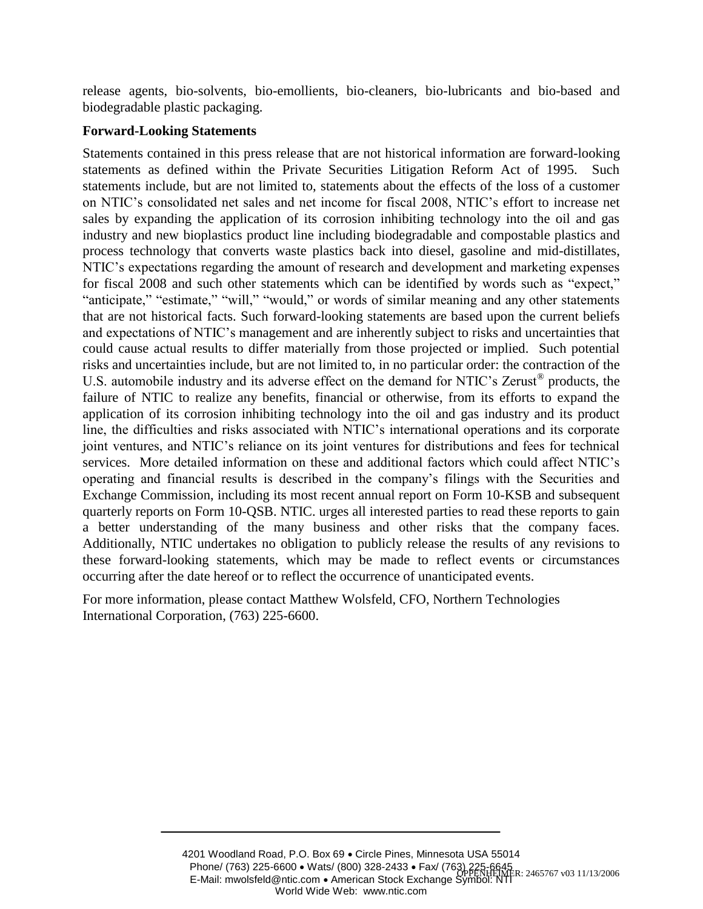release agents, bio-solvents, bio-emollients, bio-cleaners, bio-lubricants and bio-based and biodegradable plastic packaging.

**Forward-Looking Statements**

Statements contained in this press release that are not historical information are forward-looking statements as defined within the Private Securities Litigation Reform Act of 1995. Such statements include, but are not limited to, statements about the effects of the loss of a customer on NTIC's consolidated net sales and net income for fiscal 2008, NTIC's effort to increase net sales by expanding the application of its corrosion inhibiting technology into the oil and gas industry and new bioplastics product line including biodegradable and compostable plastics and process technology that converts waste plastics back into diesel, gasoline and mid-distillates, NTIC's expectations regarding the amount of research and development and marketing expenses for fiscal 2008 and such other statements which can be identified by words such as "expect," "anticipate," "estimate," "will," "would," or words of similar meaning and any other statements that are not historical facts. Such forward-looking statements are based upon the current beliefs and expectations of NTIC's management and are inherently subject to risks and uncertainties that could cause actual results to differ materially from those projected or implied. Such potential risks and uncertainties include, but are not limited to, in no particular order: the contraction of the U.S. automobile industry and its adverse effect on the demand for NTIC's Zerust® products, the failure of NTIC to realize any benefits, financial or otherwise, from its efforts to expand the application of its corrosion inhibiting technology into the oil and gas industry and its product line, the difficulties and risks associated with NTIC's international operations and its corporate joint ventures, and NTIC's reliance on its joint ventures for distributions and fees for technical services. More detailed information on these and additional factors which could affect NTIC's operating and financial results is described in the company's filings with the Securities and Exchange Commission, including its most recent annual report on Form 10-KSB and subsequent quarterly reports on Form 10-QSB. NTIC. urges all interested parties to read these reports to gain a better understanding of the many business and other risks that the company faces. Additionally, NTIC undertakes no obligation to publicly release the results of any revisions to these forward-looking statements, which may be made to reflect events or circumstances occurring after the date hereof or to reflect the occurrence of unanticipated events.

For more information, please contact Matthew Wolsfeld, CFO, Northern Technologies International Corporation, (763) 225-6600.

4201 Woodland Road, P.O. Box 69 • Circle Pines, Minnesota USA 55014
Phone/ (763) 225-6600 • Wats/ (800) 328-2433 • Fax/ (763) 225-6645
E-Mail: mwolsfeld@ntic.com • American Stock Exchange Symbol: NTI
World Wide Web: www.ntic.com

OPPENHEIMER: 2465767 v03 11/13/2006